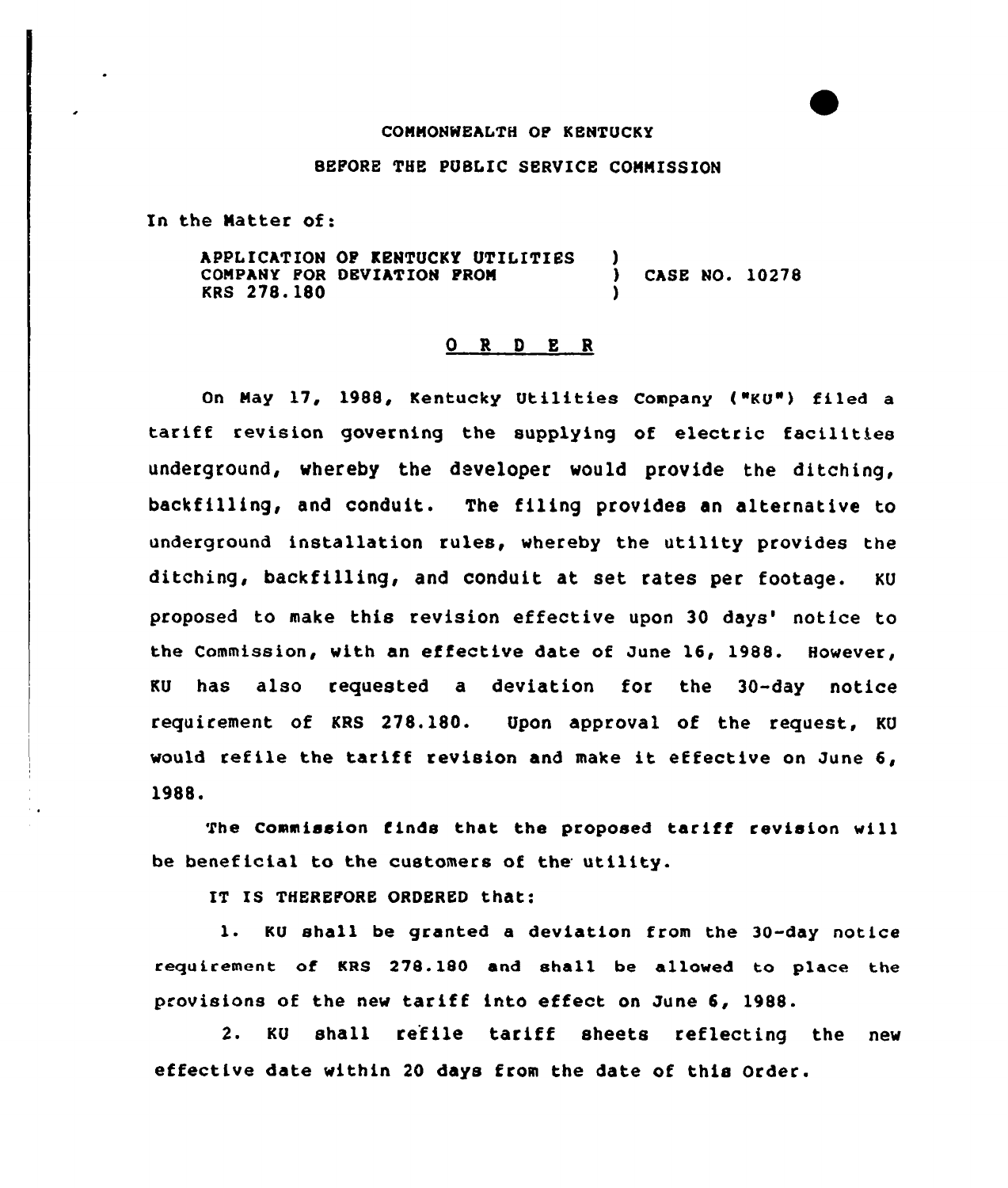COMMONWEALTH OF KENTUCKY

BEFORE THE PUBLIC SERVICE COMMISSION

In the Matter of:

| | | |
|---|---|---|
| APPLICATION OF KENTUCKY UTILITIES COMPANY FOR DEVIATION FROM KRS 278.180 | ) ) ) | CASE NO. 10278 |

## O R D E R

On May 17, 1988, Kentucky Utilities Company ("KU") filed a tariff revision governing the supplying of electric facilities underground, whereby the developer would provide the ditching, backfilling, and conduit. The filing provides an alternative to underground installation rules, whereby the utility provides the ditching, backfilling, and conduit at set rates per footage. KU proposed to make this revision effective upon 30 days' notice to the Commission, with an effective date of June 16, 1988. However, KU has also requested a deviation for the 30-day notice requirement of KRS 278.180. Upon approval of the request, KU would refile the tariff revision and make it effective on June 6, 1988.

The Commission finds that the proposed tariff revision will be beneficial to the customers of the utility.

IT IS THEREFORE ORDERED that:

1. KU shall be granted a deviation from the 30-day notice requirement of KRS 278.180 and shall be allowed to place the provisions of the new tariff into effect on June 6, 1988.

2. KU shall refile tariff sheets reflecting the new effective date within 20 days from the date of this Order.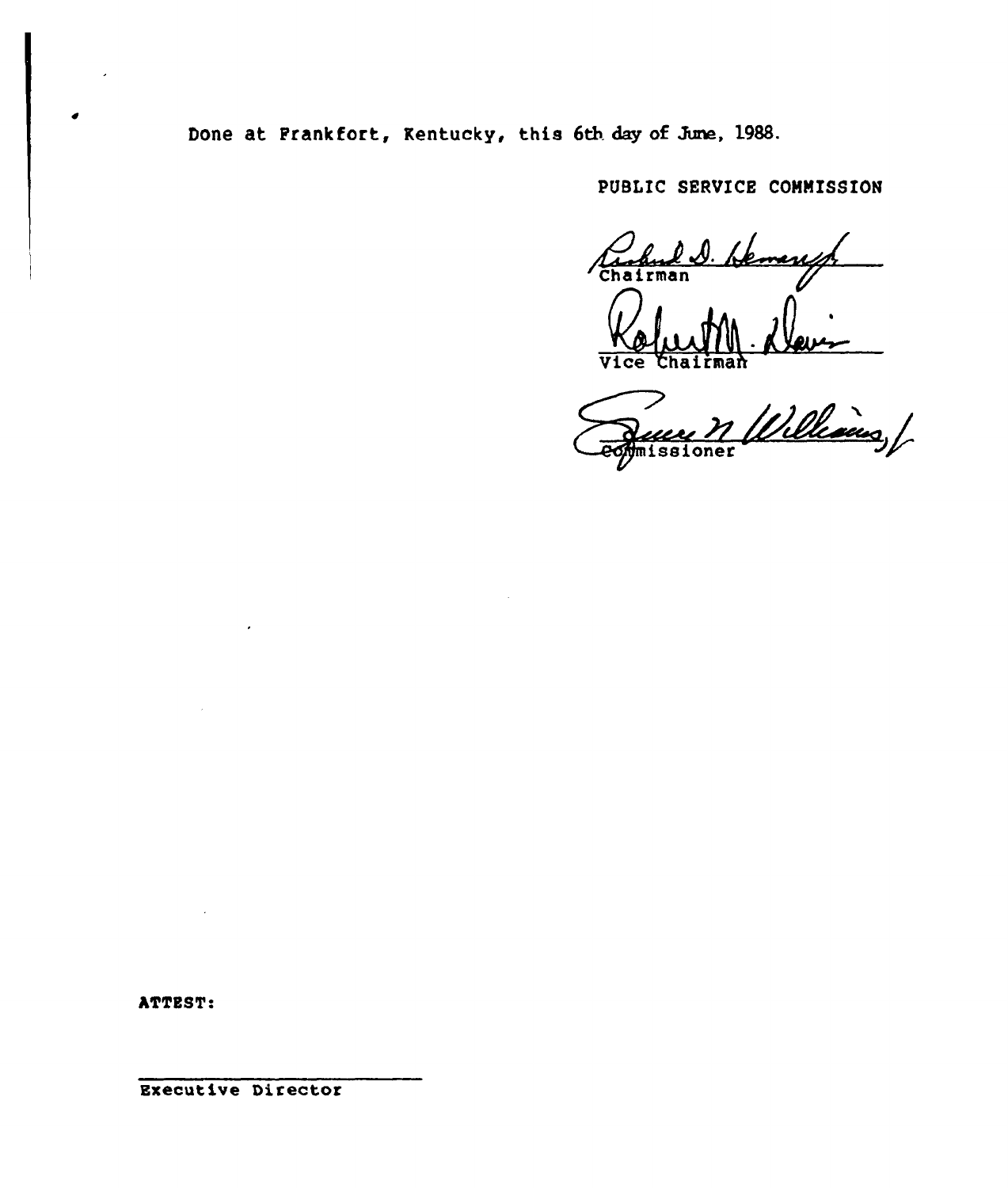Done at Frankfort, Kentucky, this 6th day of June, 1988.

PUBLIC SERVICE COMMISSION

Chairman

Vice Chairman

Commissioner

ATTEST:

Executive Director